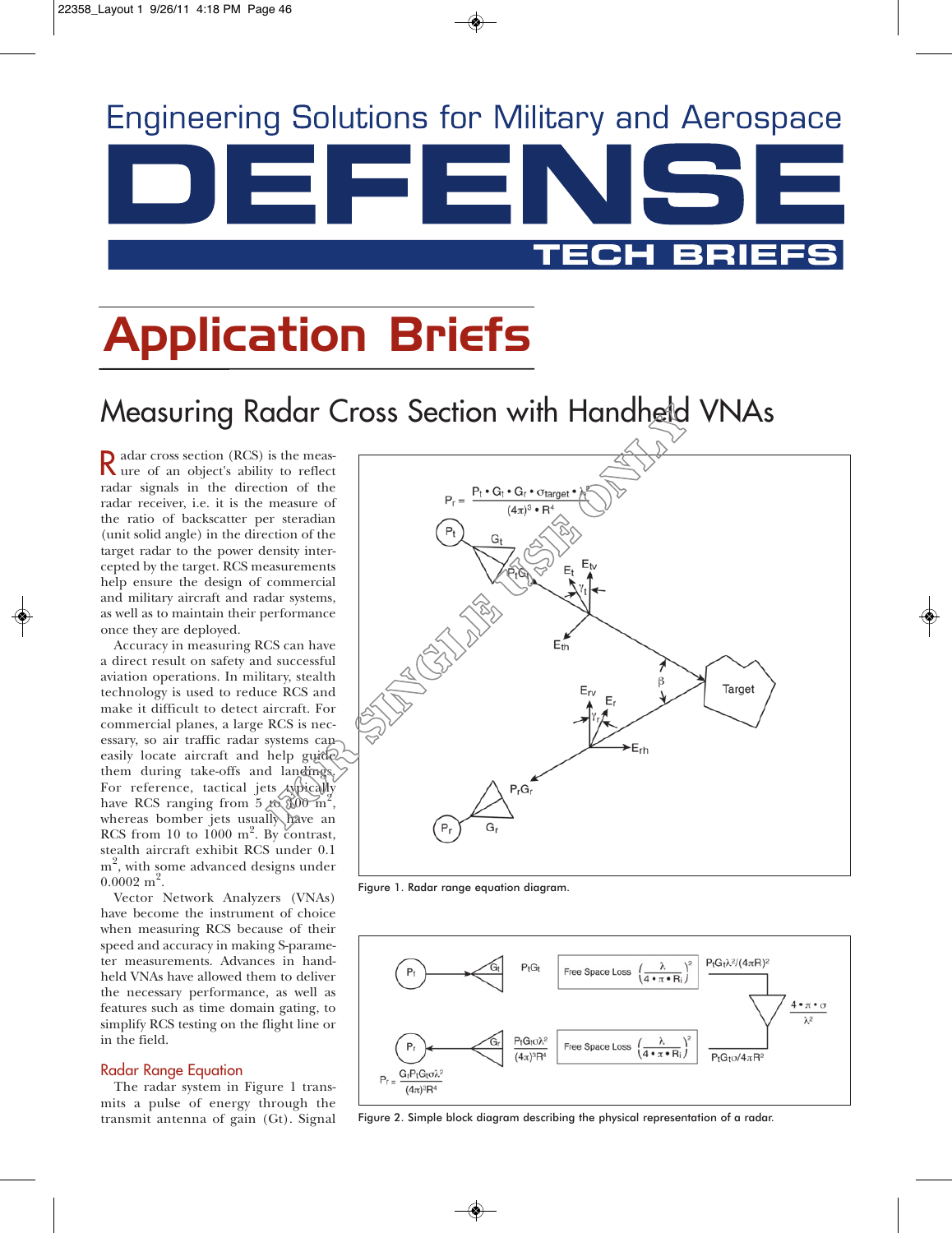Engineering Solutions for Military and Aerospace

# DEFENSE TECH BRIEFS

# Application Briefs

## Measuring Radar Cross Section with Handheld VNAs

Radar cross section (RCS) is the measure of an object's ability to reflect radar signals in the direction of the radar receiver, i.e. it is the measure of the ratio of backscatter per steradian (unit solid angle) in the direction of the target radar to the power density intercepted by the target. RCS measurements help ensure the design of commercial and military aircraft and radar systems, as well as to maintain their performance once they are deployed.

Accuracy in measuring RCS can have a direct result on safety and successful aviation operations. In military, stealth technology is used to reduce RCS and make it difficult to detect aircraft. For commercial planes, a large RCS is necessary, so air traffic radar systems can easily locate aircraft and help guide them during take-offs and landings. For reference, tactical jets typically have RCS ranging from 5 to 100 m$^2$, whereas bomber jets usually have an RCS from 10 to 1000 m$^2$. By contrast, stealth aircraft exhibit RCS under 0.1 m$^2$, with some advanced designs under 0.0002 m$^2$.

Vector Network Analyzers (VNAs) have become the instrument of choice when measuring RCS because of their speed and accuracy in making S-parameter measurements. Advances in handheld VNAs have allowed them to deliver the necessary performance, as well as features such as time domain gating, to simplify RCS testing on the flight line or in the field.

$$P_r = \frac{P_t \cdot G_t \cdot G_r \cdot \sigma_{target} \cdot \lambda^2}{(4\pi)^3 \cdot R^4}$$

Figure 1. Radar range equation diagram.

$$P_r = \frac{G_r P_t G_t \sigma \lambda^2}{(4\pi)^3 R^4}$$

Figure 2. Simple block diagram describing the physical representation of a radar.

### Radar Range Equation

The radar system in Figure 1 transmits a pulse of energy through the transmit antenna of gain (Gt). Signal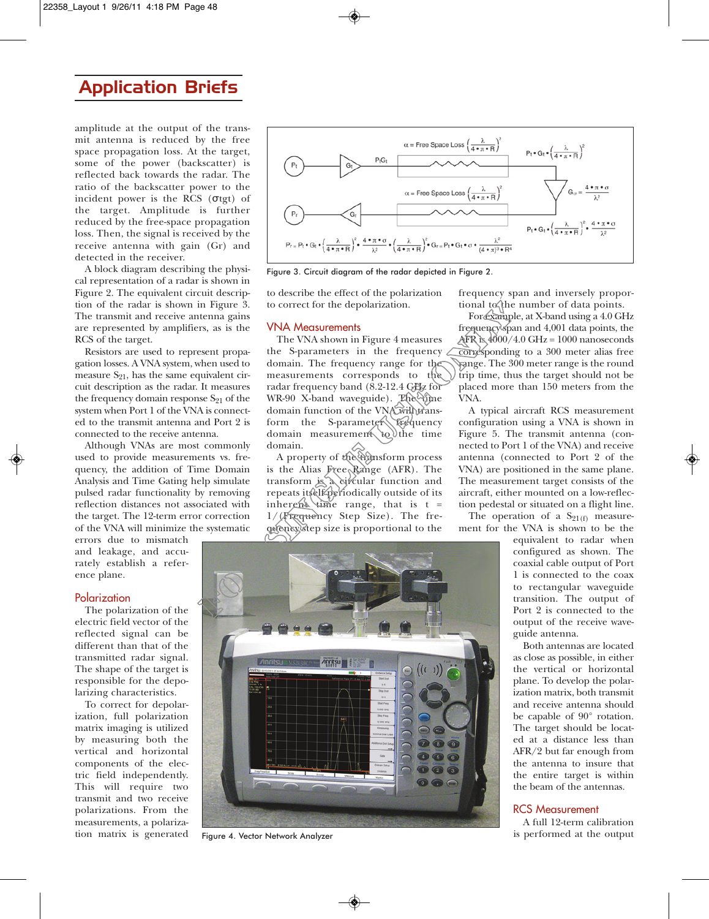## Application Briefs

amplitude at the output of the transmit antenna is reduced by the free space propagation loss. At the target, some of the power (backscatter) is reflected back towards the radar. The ratio of the backscatter power to the incident power is the RCS ($\sigma$tgt) of the target. Amplitude is further reduced by the free-space propagation loss. Then, the signal is received by the receive antenna with gain (Gr) and detected in the receiver.

A block diagram describing the physical representation of a radar is shown in Figure 2. The equivalent circuit description of the radar is shown in Figure 3. The transmit and receive antenna gains are represented by amplifiers, as is the RCS of the target.

Resistors are used to represent propagation losses. A VNA system, when used to measure $S_{21}$, has the same equivalent circuit description as the radar. It measures the frequency domain response $S_{21}$ of the system when Port 1 of the VNA is connected to the transmit antenna and Port 2 is connected to the receive antenna.

Although VNAs are most commonly used to provide measurements vs. frequency, the addition of Time Domain Analysis and Time Gating help simulate pulsed radar functionality by removing reflection distances not associated with the target. The 12-term error correction of the VNA will minimize the systematic errors due to mismatch and leakage, and accurately establish a reference plane.

$$\alpha = \text{Free Space Loss}\left(\frac{\lambda}{4\cdot\pi\cdot R}\right)^2 \qquad G_\sigma = \frac{4\cdot\pi\cdot\sigma}{\lambda^2}$$

$$P_r = P_t\cdot G_t\cdot\left(\frac{\lambda}{4\cdot\pi\cdot R}\right)^2\cdot\frac{4\cdot\pi\cdot\sigma}{\lambda^2}\cdot\left(\frac{\lambda}{4\cdot\pi\cdot R}\right)^2\cdot G_r = P_t\cdot G_t\cdot\sigma\cdot\frac{\lambda^2}{(4\cdot\pi)^3\cdot R^4}$$

Figure 3. Circuit diagram of the radar depicted in Figure 2.

### Polarization

The polarization of the electric field vector of the reflected signal can be different than that of the transmitted radar signal. The shape of the target is responsible for the depolarizing characteristics.

To correct for depolarization, full polarization matrix imaging is utilized by measuring both the vertical and horizontal components of the electric field independently. This will require two transmit and two receive polarizations. From the measurements, a polarization matrix is generated to describe the effect of the polarization to correct for the depolarization.

### VNA Measurements

The VNA shown in Figure 4 measures the S-parameters in the frequency domain. The frequency range for the measurements corresponds to the radar frequency band (8.2-12.4 GHz for WR-90 X-band waveguide). The time domain function of the VNA will transform the S-parameter frequency domain measurement to the time domain.

A property of the transform process is the Alias Free Range (AFR). The transform is a circular function and repeats itself periodically outside of its inherent time range, that is t = 1/(Frequency Step Size). The frequency step size is proportional to the frequency span and inversely proportional to the number of data points.

For example, at X-band using a 4.0 GHz frequency span and 4,001 data points, the AFR is 4000/4.0 GHz = 1000 nanoseconds corresponding to a 300 meter alias free range. The 300 meter range is the round trip time, thus the target should not be placed more than 150 meters from the VNA.

A typical aircraft RCS measurement configuration using a VNA is shown in Figure 5. The transmit antenna (connected to Port 1 of the VNA) and receive antenna (connected to Port 2 of the VNA) are positioned in the same plane. The measurement target consists of the aircraft, either mounted on a low-reflection pedestal or situated on a flight line.

The operation of a $S_{21(f)}$ measurement for the VNA is shown to be the equivalent to radar when configured as shown. The coaxial cable output of Port 1 is connected to the coax to rectangular waveguide transition. The output of Port 2 is connected to the output of the receive waveguide antenna.

Both antennas are located as close as possible, in either the vertical or horizontal plane. To develop the polarization matrix, both transmit and receive antenna should be capable of 90° rotation. The target should be located at a distance less than AFR/2 but far enough from the antenna to insure that the entire target is within the beam of the antennas.

Figure 4. Vector Network Analyzer

### RCS Measurement

A full 12-term calibration is performed at the output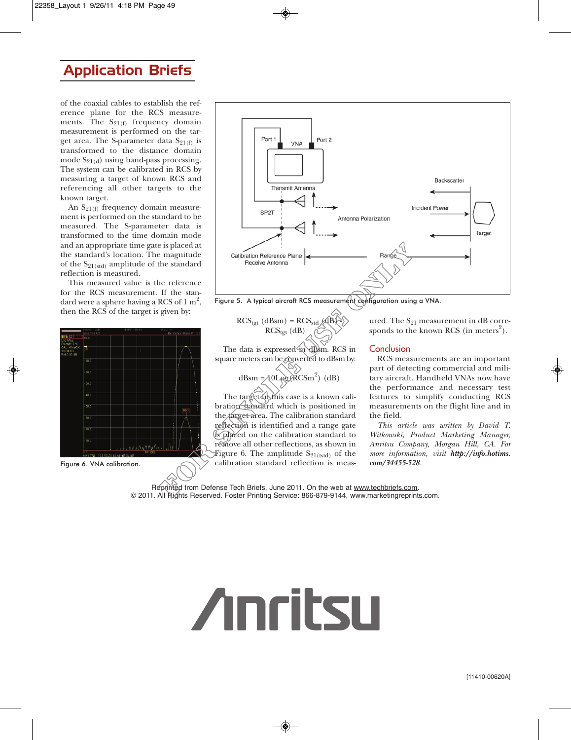## Application Briefs

of the coaxial cables to establish the reference plane for the RCS measurements. The $S_{21(f)}$ frequency domain measurement is performed on the target area. The S-parameter data $S_{21(f)}$ is transformed to the distance domain mode $S_{21(d)}$ using band-pass processing. The system can be calibrated in RCS by measuring a target of known RCS and referencing all other targets to the known target.

An $S_{21(f)}$ frequency domain measurement is performed on the standard to be measured. The S-parameter data is transformed to the time domain mode and an appropriate time gate is placed at the standard's location. The magnitude of the $S_{21(std)}$ amplitude of the standard reflection is measured.

This measured value is the reference for the RCS measurement. If the standard were a sphere having a RCS of 1 $m^2$, then the RCS of the target is given by:

Port 1
VNA
Port 2
Transmit Antenna
SP2T
Antenna Polarization
Backscatter
Incident Power
Target
Calibration Reference Plane
Receive Antenna
Range

Figure 5. A typical aircraft RCS measurement configuration using a VNA.

$$RCS_{tgt}\ (dBsm) = RCS_{std}\ (dB) - RCS_{tgt}\ (dB)$$

The data is expressed in dBsm. RCS in square meters can be converted to dBsm by:

$$dBsm = 10Log(RCSm^2)\ (dB)$$

The target in this case is a known calibration standard which is positioned in the target area. The calibration standard reflection is identified and a range gate is placed on the calibration standard to remove all other reflections, as shown in Figure 6. The amplitude $S_{21(tstd)}$ of the calibration standard reflection is measured. The $S_{21}$ measurement in dB corresponds to the known RCS (in meters$^2$).

Figure 6. VNA calibration.

### Conclusion

RCS measurements are an important part of detecting commercial and military aircraft. Handheld VNAs now have the performance and necessary test features to simplify conducting RCS measurements on the flight line and in the field.

*This article was written by David T. Witkowski, Product Marketing Manager, Anritsu Company, Morgan Hill, CA. For more information, visit* ***http://info.hotims.com/34455-528****.*

Reprinted from Defense Tech Briefs, June 2011. On the web at www.techbriefs.com.
© 2011. All Rights Reserved. Foster Printing Service: 866-879-9144, www.marketingreprints.com.

Anritsu

[11410-00620A]